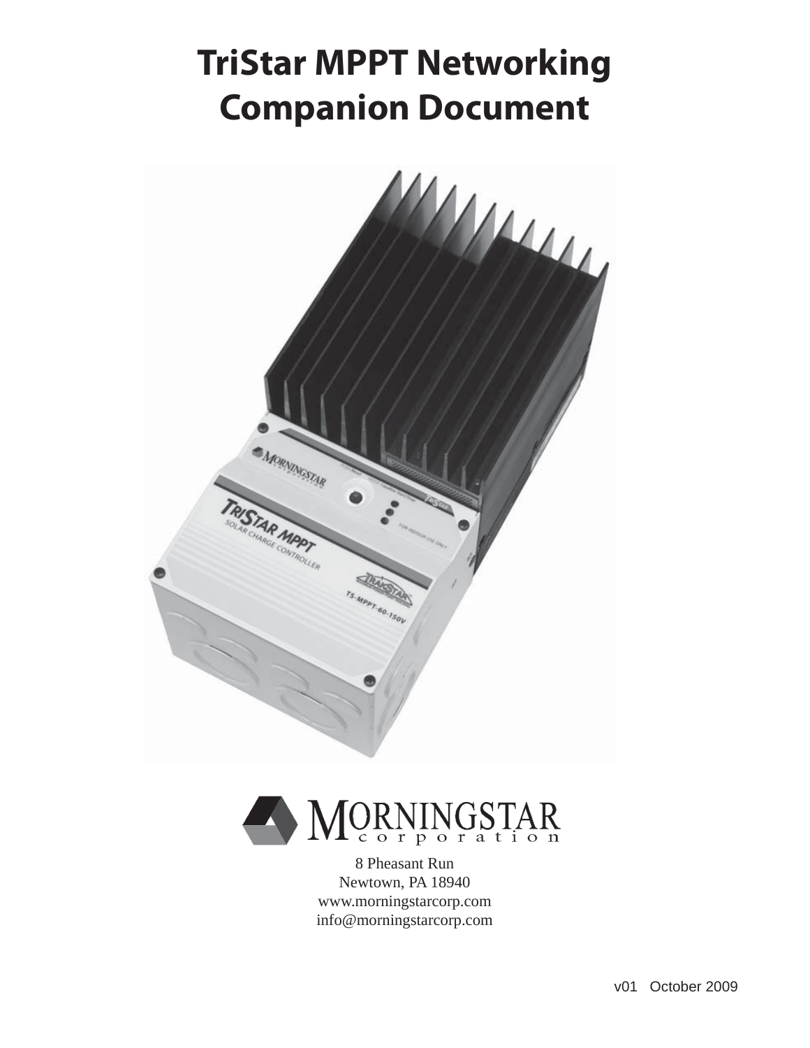# TriStar MPPT Networking Companion Document

MORNINGSTAR corporation

8 Pheasant Run
Newtown, PA 18940
www.morningstarcorp.com
info@morningstarcorp.com

v01 October 2009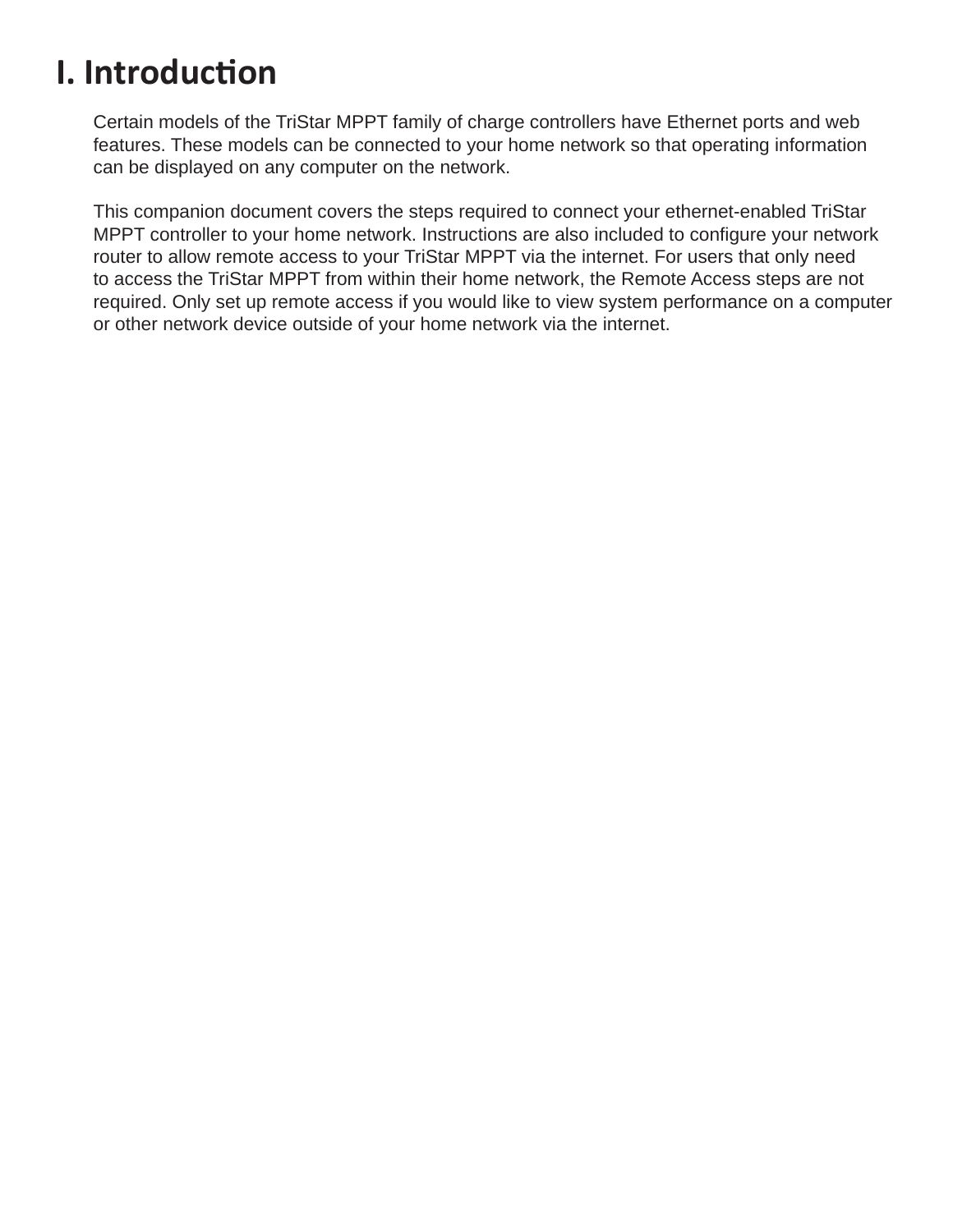# I. Introduction

Certain models of the TriStar MPPT family of charge controllers have Ethernet ports and web features. These models can be connected to your home network so that operating information can be displayed on any computer on the network.

This companion document covers the steps required to connect your ethernet-enabled TriStar MPPT controller to your home network. Instructions are also included to configure your network router to allow remote access to your TriStar MPPT via the internet. For users that only need to access the TriStar MPPT from within their home network, the Remote Access steps are not required. Only set up remote access if you would like to view system performance on a computer or other network device outside of your home network via the internet.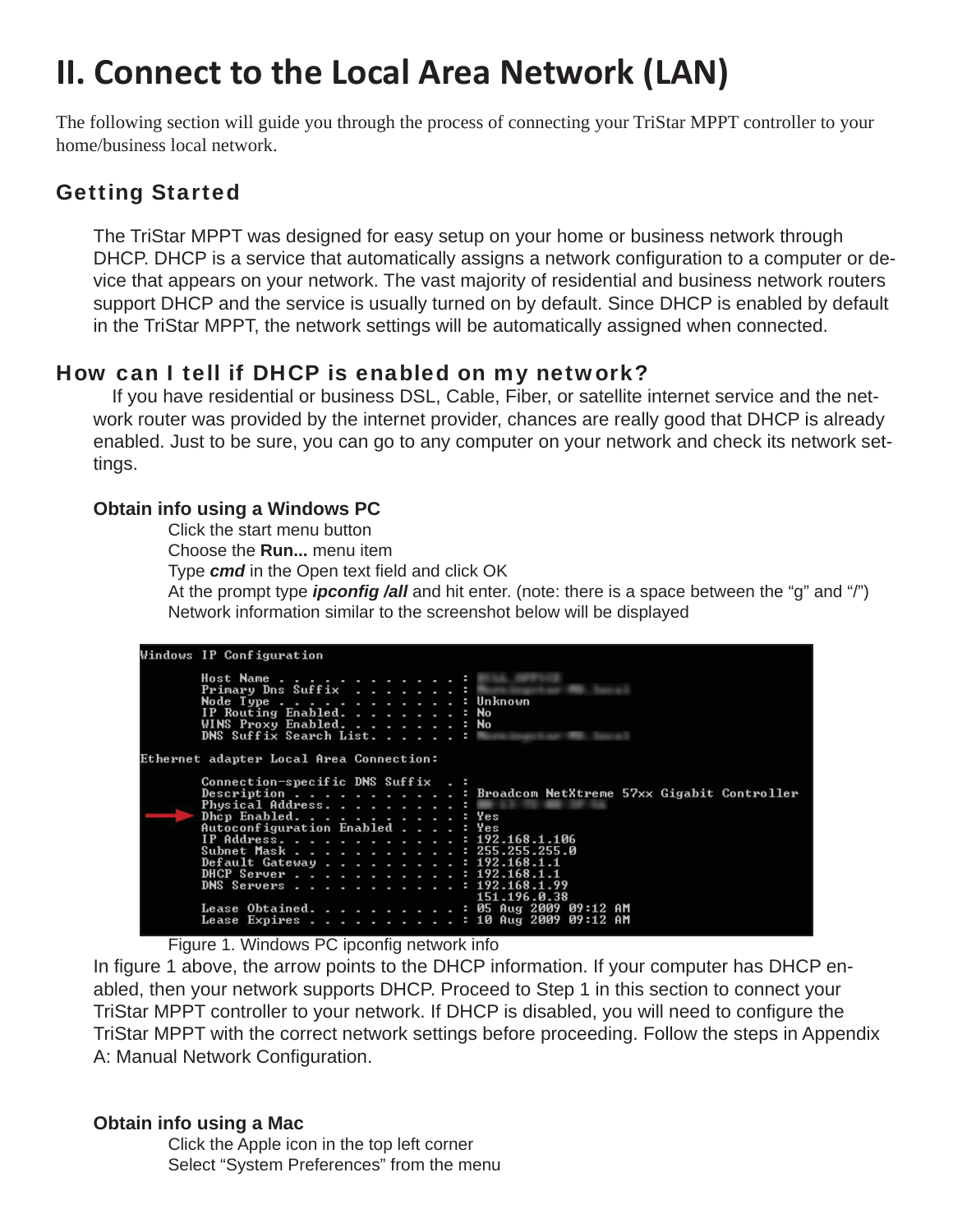# II. Connect to the Local Area Network (LAN)

The following section will guide you through the process of connecting your TriStar MPPT controller to your home/business local network.

## Getting Started

The TriStar MPPT was designed for easy setup on your home or business network through DHCP. DHCP is a service that automatically assigns a network configuration to a computer or device that appears on your network. The vast majority of residential and business network routers support DHCP and the service is usually turned on by default. Since DHCP is enabled by default in the TriStar MPPT, the network settings will be automatically assigned when connected.

## How can I tell if DHCP is enabled on my network?

If you have residential or business DSL, Cable, Fiber, or satellite internet service and the network router was provided by the internet provider, chances are really good that DHCP is already enabled. Just to be sure, you can go to any computer on your network and check its network settings.

### Obtain info using a Windows PC

Click the start menu button
Choose the **Run...** menu item
Type ***cmd*** in the Open text field and click OK
At the prompt type ***ipconfig /all*** and hit enter. (note: there is a space between the “g” and “/”)
Network information similar to the screenshot below will be displayed

```
Windows IP Configuration

        Host Name . . . . . . . . . . . . :
        Primary Dns Suffix  . . . . . . . :
        Node Type . . . . . . . . . . . . : Unknown
        IP Routing Enabled. . . . . . . . : No
        WINS Proxy Enabled. . . . . . . . : No
        DNS Suffix Search List. . . . . . :

Ethernet adapter Local Area Connection:

        Connection-specific DNS Suffix  . :
        Description . . . . . . . . . . . : Broadcom NetXtreme 57xx Gigabit Controller
        Physical Address. . . . . . . . . :
        Dhcp Enabled. . . . . . . . . . . : Yes
        Autoconfiguration Enabled . . . . : Yes
        IP Address. . . . . . . . . . . . : 192.168.1.106
        Subnet Mask . . . . . . . . . . . : 255.255.255.0
        Default Gateway . . . . . . . . . : 192.168.1.1
        DHCP Server . . . . . . . . . . . : 192.168.1.1
        DNS Servers . . . . . . . . . . . : 192.168.1.99
                                            151.196.0.38
        Lease Obtained. . . . . . . . . . : 05 Aug 2009 09:12 AM
        Lease Expires . . . . . . . . . . : 10 Aug 2009 09:12 AM
```

Figure 1. Windows PC ipconfig network info

In figure 1 above, the arrow points to the DHCP information. If your computer has DHCP enabled, then your network supports DHCP. Proceed to Step 1 in this section to connect your TriStar MPPT controller to your network. If DHCP is disabled, you will need to configure the TriStar MPPT with the correct network settings before proceeding. Follow the steps in Appendix A: Manual Network Configuration.

### Obtain info using a Mac

Click the Apple icon in the top left corner
Select “System Preferences” from the menu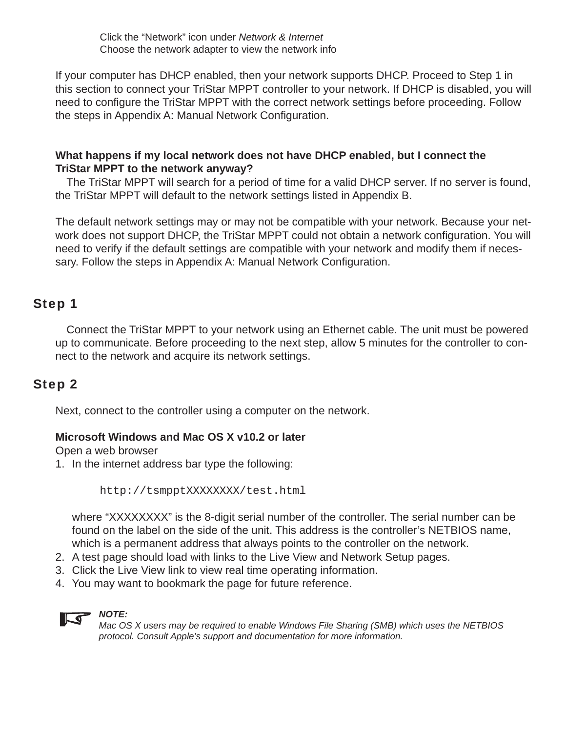Click the “Network” icon under *Network & Internet*
Choose the network adapter to view the network info

If your computer has DHCP enabled, then your network supports DHCP. Proceed to Step 1 in this section to connect your TriStar MPPT controller to your network. If DHCP is disabled, you will need to configure the TriStar MPPT with the correct network settings before proceeding. Follow the steps in Appendix A: Manual Network Configuration.

**What happens if my local network does not have DHCP enabled, but I connect the TriStar MPPT to the network anyway?**
The TriStar MPPT will search for a period of time for a valid DHCP server. If no server is found, the TriStar MPPT will default to the network settings listed in Appendix B.

The default network settings may or may not be compatible with your network. Because your network does not support DHCP, the TriStar MPPT could not obtain a network configuration. You will need to verify if the default settings are compatible with your network and modify them if necessary. Follow the steps in Appendix A: Manual Network Configuration.

## Step 1

Connect the TriStar MPPT to your network using an Ethernet cable. The unit must be powered up to communicate. Before proceeding to the next step, allow 5 minutes for the controller to connect to the network and acquire its network settings.

## Step 2

Next, connect to the controller using a computer on the network.

**Microsoft Windows and Mac OS X v10.2 or later**
Open a web browser

1. In the internet address bar type the following:

   ```
   http://tsmpptXXXXXXXX/test.html
   ```

   where “XXXXXXXX” is the 8-digit serial number of the controller. The serial number can be found on the label on the side of the unit. This address is the controller’s NETBIOS name, which is a permanent address that always points to the controller on the network.
2. A test page should load with links to the Live View and Network Setup pages.
3. Click the Live View link to view real time operating information.
4. You may want to bookmark the page for future reference.

***NOTE:***
*Mac OS X users may be required to enable Windows File Sharing (SMB) which uses the NETBIOS protocol. Consult Apple’s support and documentation for more information.*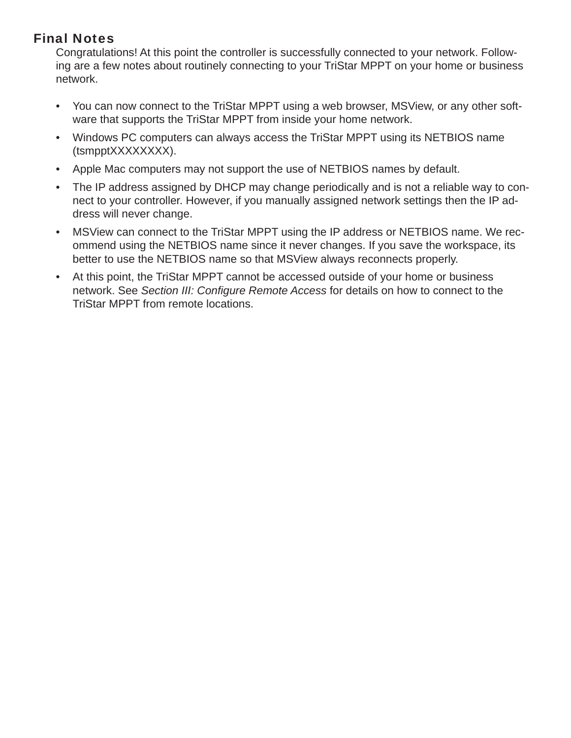## Final Notes

Congratulations! At this point the controller is successfully connected to your network. Following are a few notes about routinely connecting to your TriStar MPPT on your home or business network.

- You can now connect to the TriStar MPPT using a web browser, MSView, or any other software that supports the TriStar MPPT from inside your home network.
- Windows PC computers can always access the TriStar MPPT using its NETBIOS name (tsmpptXXXXXXXX).
- Apple Mac computers may not support the use of NETBIOS names by default.
- The IP address assigned by DHCP may change periodically and is not a reliable way to connect to your controller. However, if you manually assigned network settings then the IP address will never change.
- MSView can connect to the TriStar MPPT using the IP address or NETBIOS name. We recommend using the NETBIOS name since it never changes. If you save the workspace, its better to use the NETBIOS name so that MSView always reconnects properly.
- At this point, the TriStar MPPT cannot be accessed outside of your home or business network. See *Section III: Configure Remote Access* for details on how to connect to the TriStar MPPT from remote locations.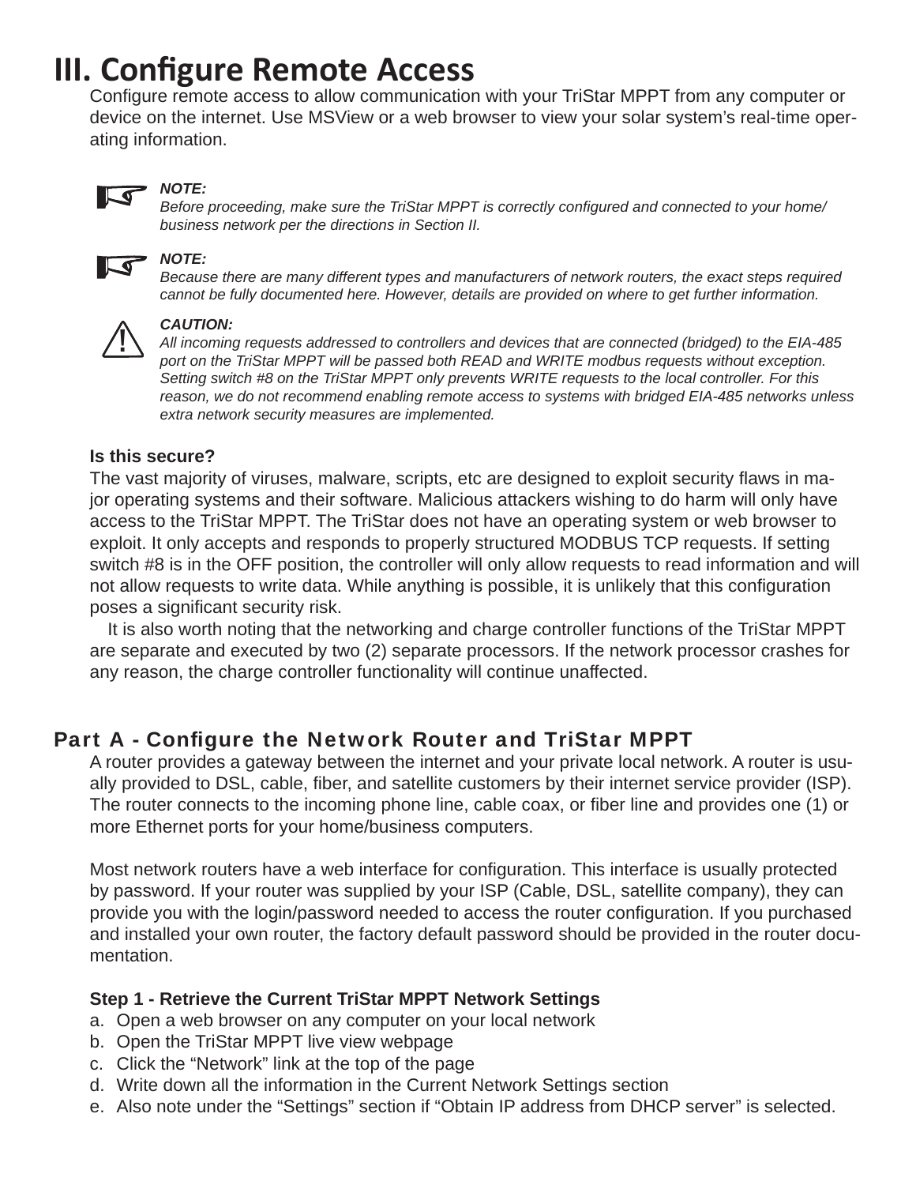# III. Configure Remote Access

Configure remote access to allow communication with your TriStar MPPT from any computer or device on the internet. Use MSView or a web browser to view your solar system's real-time operating information.

***NOTE:***
*Before proceeding, make sure the TriStar MPPT is correctly configured and connected to your home/business network per the directions in Section II.*

***NOTE:***
*Because there are many different types and manufacturers of network routers, the exact steps required cannot be fully documented here. However, details are provided on where to get further information.*

***CAUTION:***
*All incoming requests addressed to controllers and devices that are connected (bridged) to the EIA-485 port on the TriStar MPPT will be passed both READ and WRITE modbus requests without exception. Setting switch #8 on the TriStar MPPT only prevents WRITE requests to the local controller. For this reason, we do not recommend enabling remote access to systems with bridged EIA-485 networks unless extra network security measures are implemented.*

**Is this secure?**

The vast majority of viruses, malware, scripts, etc are designed to exploit security flaws in major operating systems and their software. Malicious attackers wishing to do harm will only have access to the TriStar MPPT. The TriStar does not have an operating system or web browser to exploit. It only accepts and responds to properly structured MODBUS TCP requests. If setting switch #8 is in the OFF position, the controller will only allow requests to read information and will not allow requests to write data. While anything is possible, it is unlikely that this configuration poses a significant security risk.

It is also worth noting that the networking and charge controller functions of the TriStar MPPT are separate and executed by two (2) separate processors. If the network processor crashes for any reason, the charge controller functionality will continue unaffected.

## Part A - Configure the Network Router and TriStar MPPT

A router provides a gateway between the internet and your private local network. A router is usually provided to DSL, cable, fiber, and satellite customers by their internet service provider (ISP). The router connects to the incoming phone line, cable coax, or fiber line and provides one (1) or more Ethernet ports for your home/business computers.

Most network routers have a web interface for configuration. This interface is usually protected by password. If your router was supplied by your ISP (Cable, DSL, satellite company), they can provide you with the login/password needed to access the router configuration. If you purchased and installed your own router, the factory default password should be provided in the router documentation.

**Step 1 - Retrieve the Current TriStar MPPT Network Settings**

a. Open a web browser on any computer on your local network
b. Open the TriStar MPPT live view webpage
c. Click the "Network" link at the top of the page
d. Write down all the information in the Current Network Settings section
e. Also note under the "Settings" section if "Obtain IP address from DHCP server" is selected.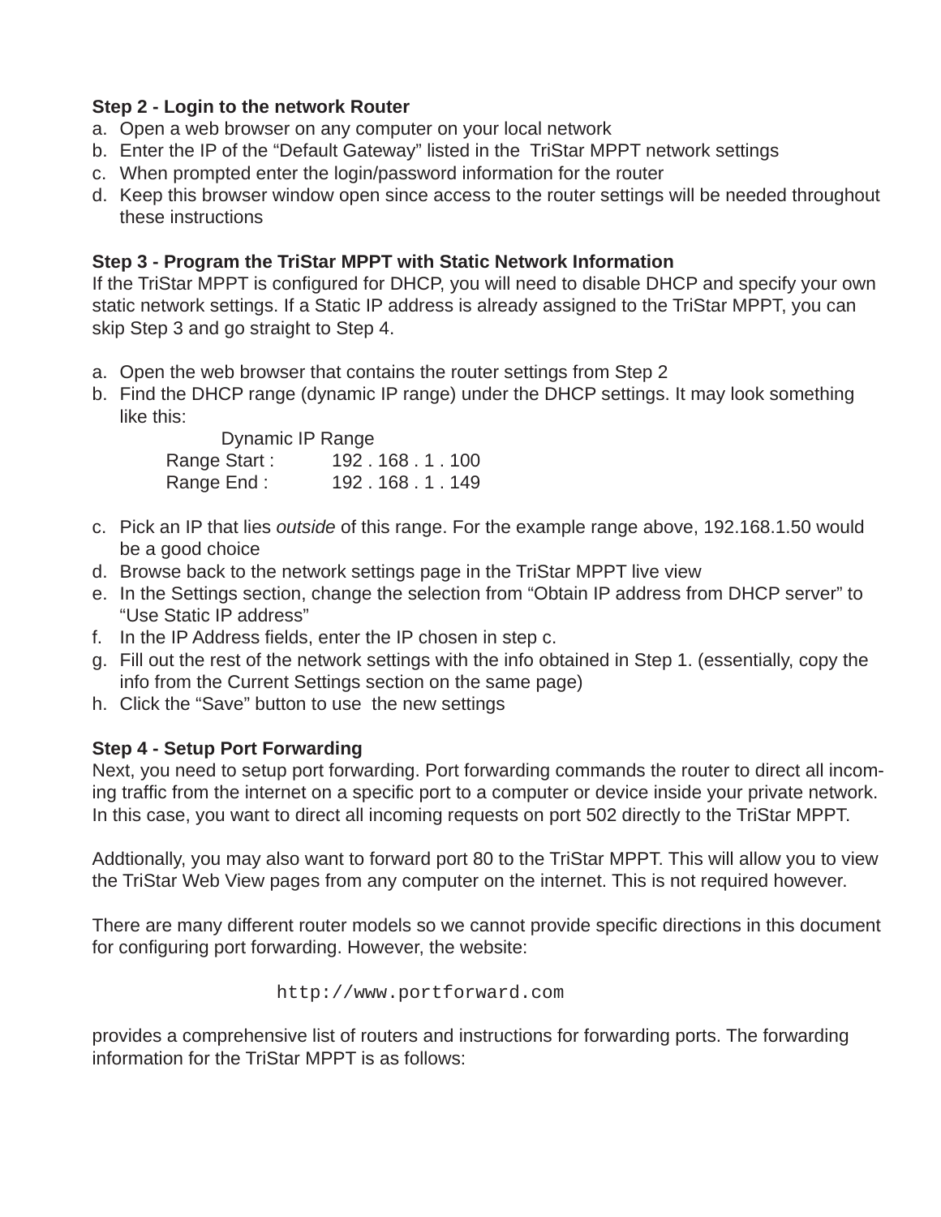**Step 2 - Login to the network Router**

a. Open a web browser on any computer on your local network
b. Enter the IP of the “Default Gateway” listed in the TriStar MPPT network settings
c. When prompted enter the login/password information for the router
d. Keep this browser window open since access to the router settings will be needed throughout these instructions

**Step 3 - Program the TriStar MPPT with Static Network Information**

If the TriStar MPPT is configured for DHCP, you will need to disable DHCP and specify your own static network settings. If a Static IP address is already assigned to the TriStar MPPT, you can skip Step 3 and go straight to Step 4.

a. Open the web browser that contains the router settings from Step 2
b. Find the DHCP range (dynamic IP range) under the DHCP settings. It may look something like this:

```
        Dynamic IP Range
    Range Start :      192 . 168 . 1 . 100
    Range End :        192 . 168 . 1 . 149
```

c. Pick an IP that lies *outside* of this range. For the example range above, 192.168.1.50 would be a good choice
d. Browse back to the network settings page in the TriStar MPPT live view
e. In the Settings section, change the selection from “Obtain IP address from DHCP server” to “Use Static IP address”
f. In the IP Address fields, enter the IP chosen in step c.
g. Fill out the rest of the network settings with the info obtained in Step 1. (essentially, copy the info from the Current Settings section on the same page)
h. Click the “Save” button to use the new settings

**Step 4 - Setup Port Forwarding**

Next, you need to setup port forwarding. Port forwarding commands the router to direct all incoming traffic from the internet on a specific port to a computer or device inside your private network. In this case, you want to direct all incoming requests on port 502 directly to the TriStar MPPT.

Addtionally, you may also want to forward port 80 to the TriStar MPPT. This will allow you to view the TriStar Web View pages from any computer on the internet. This is not required however.

There are many different router models so we cannot provide specific directions in this document for configuring port forwarding. However, the website:

```
http://www.portforward.com
```

provides a comprehensive list of routers and instructions for forwarding ports. The forwarding information for the TriStar MPPT is as follows: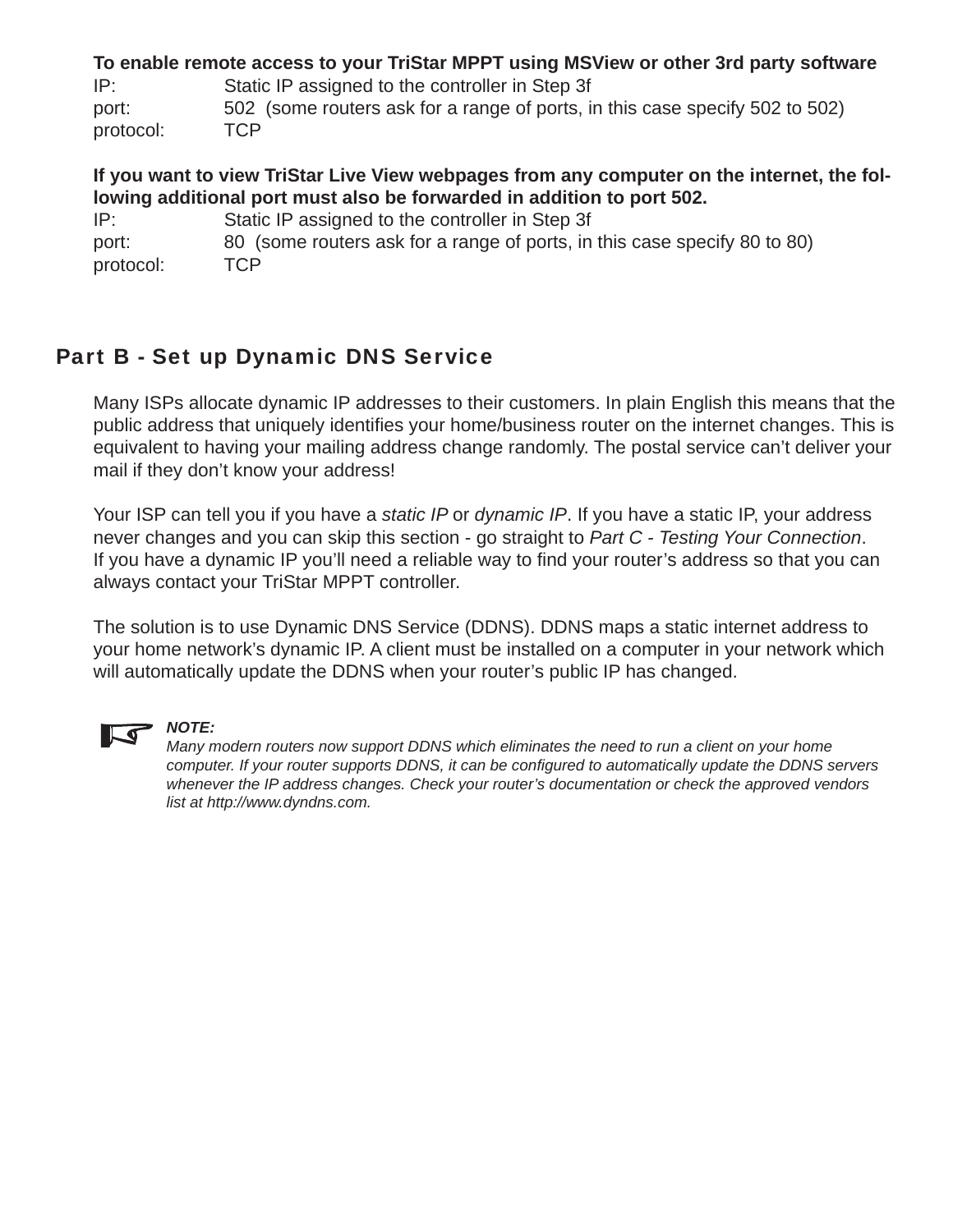**To enable remote access to your TriStar MPPT using MSView or other 3rd party software**

IP: Static IP assigned to the controller in Step 3f
port: 502 (some routers ask for a range of ports, in this case specify 502 to 502)
protocol: TCP

**If you want to view TriStar Live View webpages from any computer on the internet, the following additional port must also be forwarded in addition to port 502.**

IP: Static IP assigned to the controller in Step 3f
port: 80 (some routers ask for a range of ports, in this case specify 80 to 80)
protocol: TCP

## Part B - Set up Dynamic DNS Service

Many ISPs allocate dynamic IP addresses to their customers. In plain English this means that the public address that uniquely identifies your home/business router on the internet changes. This is equivalent to having your mailing address change randomly. The postal service can't deliver your mail if they don't know your address!

Your ISP can tell you if you have a *static IP* or *dynamic IP*. If you have a static IP, your address never changes and you can skip this section - go straight to *Part C - Testing Your Connection*. If you have a dynamic IP you'll need a reliable way to find your router's address so that you can always contact your TriStar MPPT controller.

The solution is to use Dynamic DNS Service (DDNS). DDNS maps a static internet address to your home network's dynamic IP. A client must be installed on a computer in your network which will automatically update the DDNS when your router's public IP has changed.

> ***NOTE:***
> *Many modern routers now support DDNS which eliminates the need to run a client on your home computer. If your router supports DDNS, it can be configured to automatically update the DDNS servers whenever the IP address changes. Check your router's documentation or check the approved vendors list at http://www.dyndns.com.*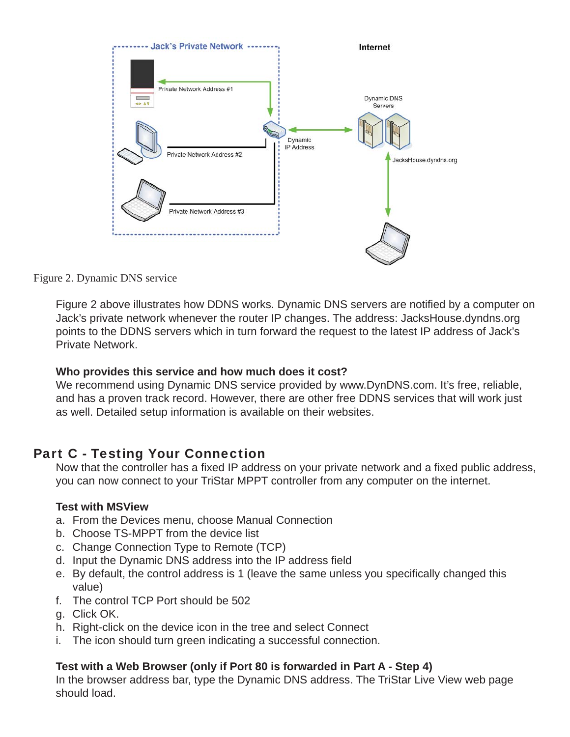Figure 2. Dynamic DNS service

Figure 2 above illustrates how DDNS works. Dynamic DNS servers are notified by a computer on Jack's private network whenever the router IP changes. The address: JacksHouse.dyndns.org points to the DDNS servers which in turn forward the request to the latest IP address of Jack's Private Network.

**Who provides this service and how much does it cost?**
We recommend using Dynamic DNS service provided by www.DynDNS.com. It's free, reliable, and has a proven track record. However, there are other free DDNS services that will work just as well. Detailed setup information is available on their websites.

## Part C - Testing Your Connection

Now that the controller has a fixed IP address on your private network and a fixed public address, you can now connect to your TriStar MPPT controller from any computer on the internet.

**Test with MSView**

a. From the Devices menu, choose Manual Connection
b. Choose TS-MPPT from the device list
c. Change Connection Type to Remote (TCP)
d. Input the Dynamic DNS address into the IP address field
e. By default, the control address is 1 (leave the same unless you specifically changed this value)
f. The control TCP Port should be 502
g. Click OK.
h. Right-click on the device icon in the tree and select Connect
i. The icon should turn green indicating a successful connection.

**Test with a Web Browser (only if Port 80 is forwarded in Part A - Step 4)**
In the browser address bar, type the Dynamic DNS address. The TriStar Live View web page should load.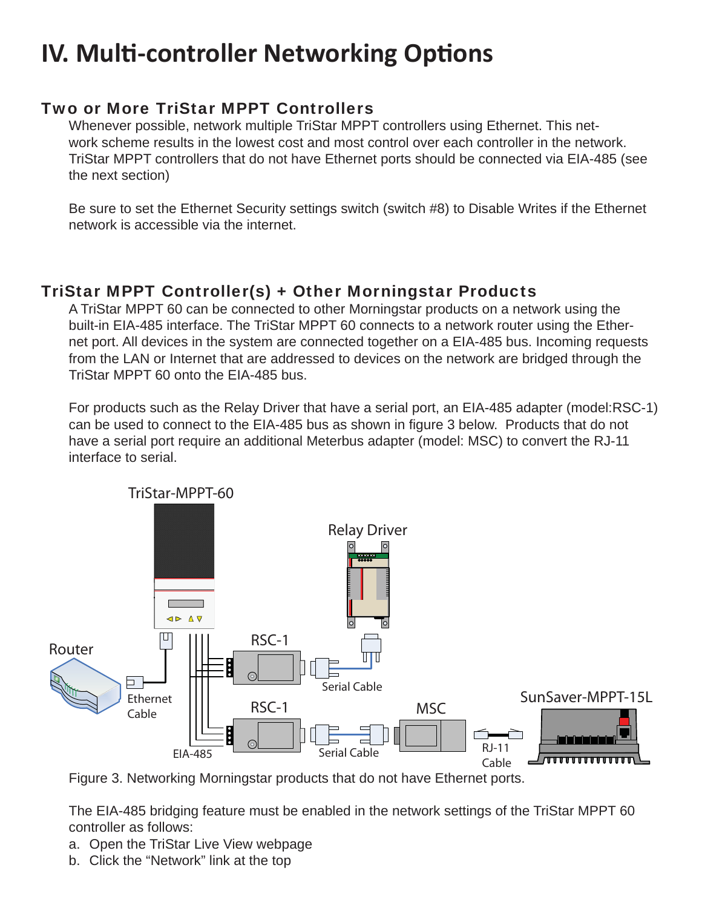# IV. Multi-controller Networking Options

### Two or More TriStar MPPT Controllers

Whenever possible, network multiple TriStar MPPT controllers using Ethernet. This network scheme results in the lowest cost and most control over each controller in the network. TriStar MPPT controllers that do not have Ethernet ports should be connected via EIA-485 (see the next section)

Be sure to set the Ethernet Security settings switch (switch #8) to Disable Writes if the Ethernet network is accessible via the internet.

### TriStar MPPT Controller(s) + Other Morningstar Products

A TriStar MPPT 60 can be connected to other Morningstar products on a network using the built-in EIA-485 interface. The TriStar MPPT 60 connects to a network router using the Ethernet port. All devices in the system are connected together on a EIA-485 bus. Incoming requests from the LAN or Internet that are addressed to devices on the network are bridged through the TriStar MPPT 60 onto the EIA-485 bus.

For products such as the Relay Driver that have a serial port, an EIA-485 adapter (model:RSC-1) can be used to connect to the EIA-485 bus as shown in figure 3 below. Products that do not have a serial port require an additional Meterbus adapter (model: MSC) to convert the RJ-11 interface to serial.

Figure 3. Networking Morningstar products that do not have Ethernet ports.

The EIA-485 bridging feature must be enabled in the network settings of the TriStar MPPT 60 controller as follows:

a. Open the TriStar Live View webpage
b. Click the "Network" link at the top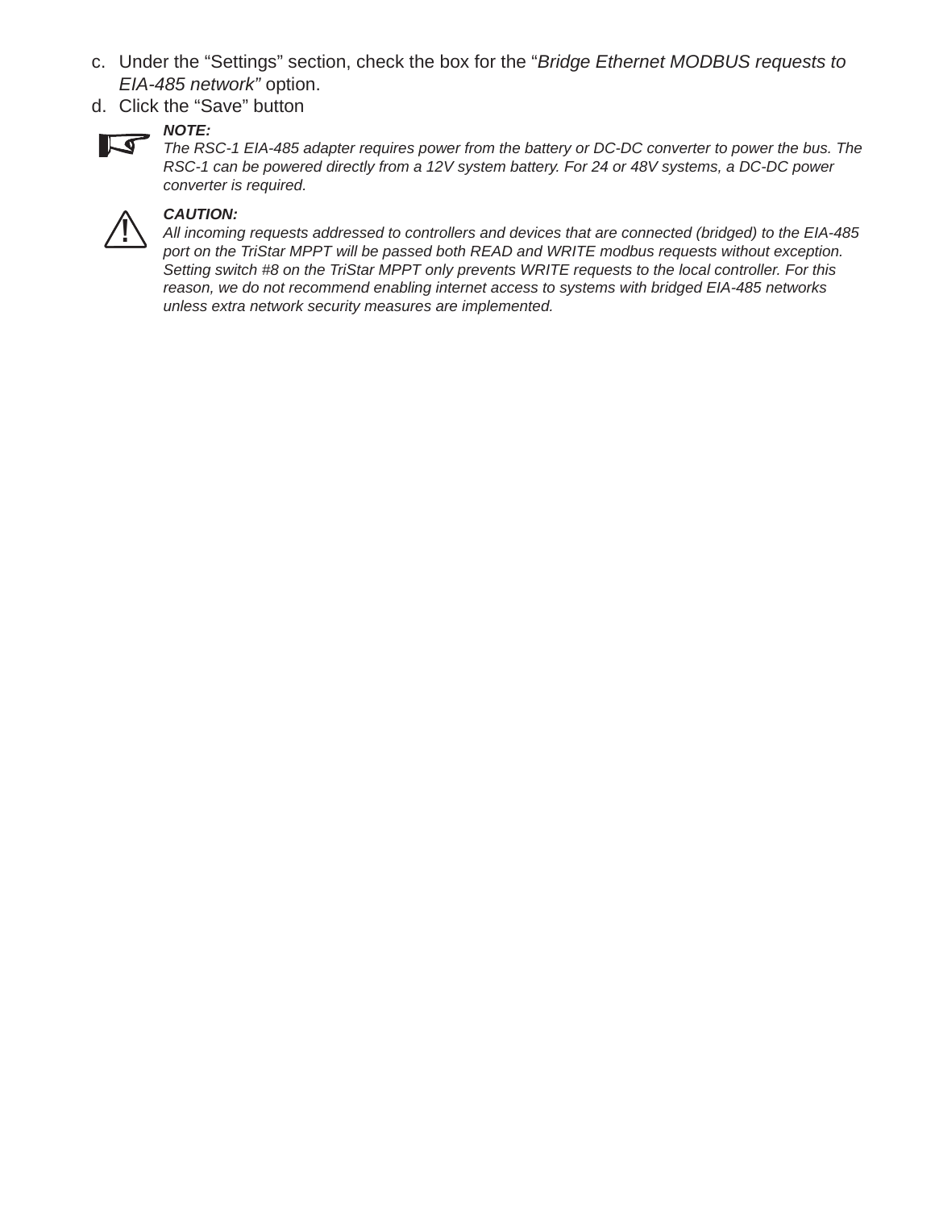c. Under the “Settings” section, check the box for the “*Bridge Ethernet MODBUS requests to EIA-485 network”* option.
d. Click the “Save” button

***NOTE:***
*The RSC-1 EIA-485 adapter requires power from the battery or DC-DC converter to power the bus. The RSC-1 can be powered directly from a 12V system battery. For 24 or 48V systems, a DC-DC power converter is required.*

***CAUTION:***
*All incoming requests addressed to controllers and devices that are connected (bridged) to the EIA-485 port on the TriStar MPPT will be passed both READ and WRITE modbus requests without exception. Setting switch #8 on the TriStar MPPT only prevents WRITE requests to the local controller. For this reason, we do not recommend enabling internet access to systems with bridged EIA-485 networks unless extra network security measures are implemented.*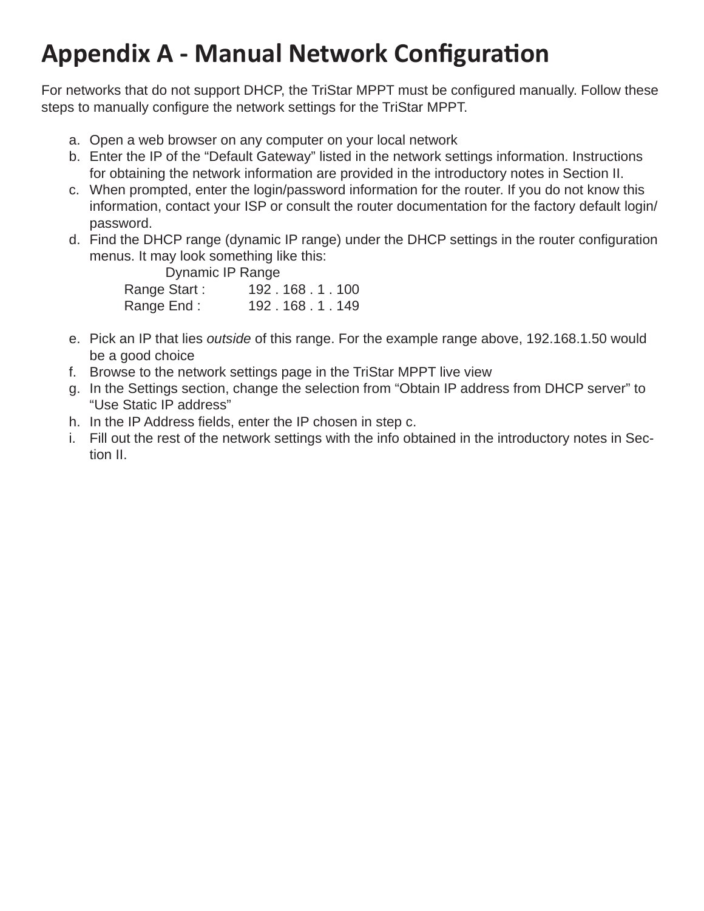# Appendix A - Manual Network Configuration

For networks that do not support DHCP, the TriStar MPPT must be configured manually. Follow these steps to manually configure the network settings for the TriStar MPPT.

a. Open a web browser on any computer on your local network
b. Enter the IP of the "Default Gateway" listed in the network settings information. Instructions for obtaining the network information are provided in the introductory notes in Section II.
c. When prompted, enter the login/password information for the router. If you do not know this information, contact your ISP or consult the router documentation for the factory default login/password.
d. Find the DHCP range (dynamic IP range) under the DHCP settings in the router configuration menus. It may look something like this:

   Dynamic IP Range
   
   Range Start : 192 . 168 . 1 . 100
   
   Range End : 192 . 168 . 1 . 149

e. Pick an IP that lies *outside* of this range. For the example range above, 192.168.1.50 would be a good choice
f. Browse to the network settings page in the TriStar MPPT live view
g. In the Settings section, change the selection from "Obtain IP address from DHCP server" to "Use Static IP address"
h. In the IP Address fields, enter the IP chosen in step c.
i. Fill out the rest of the network settings with the info obtained in the introductory notes in Section II.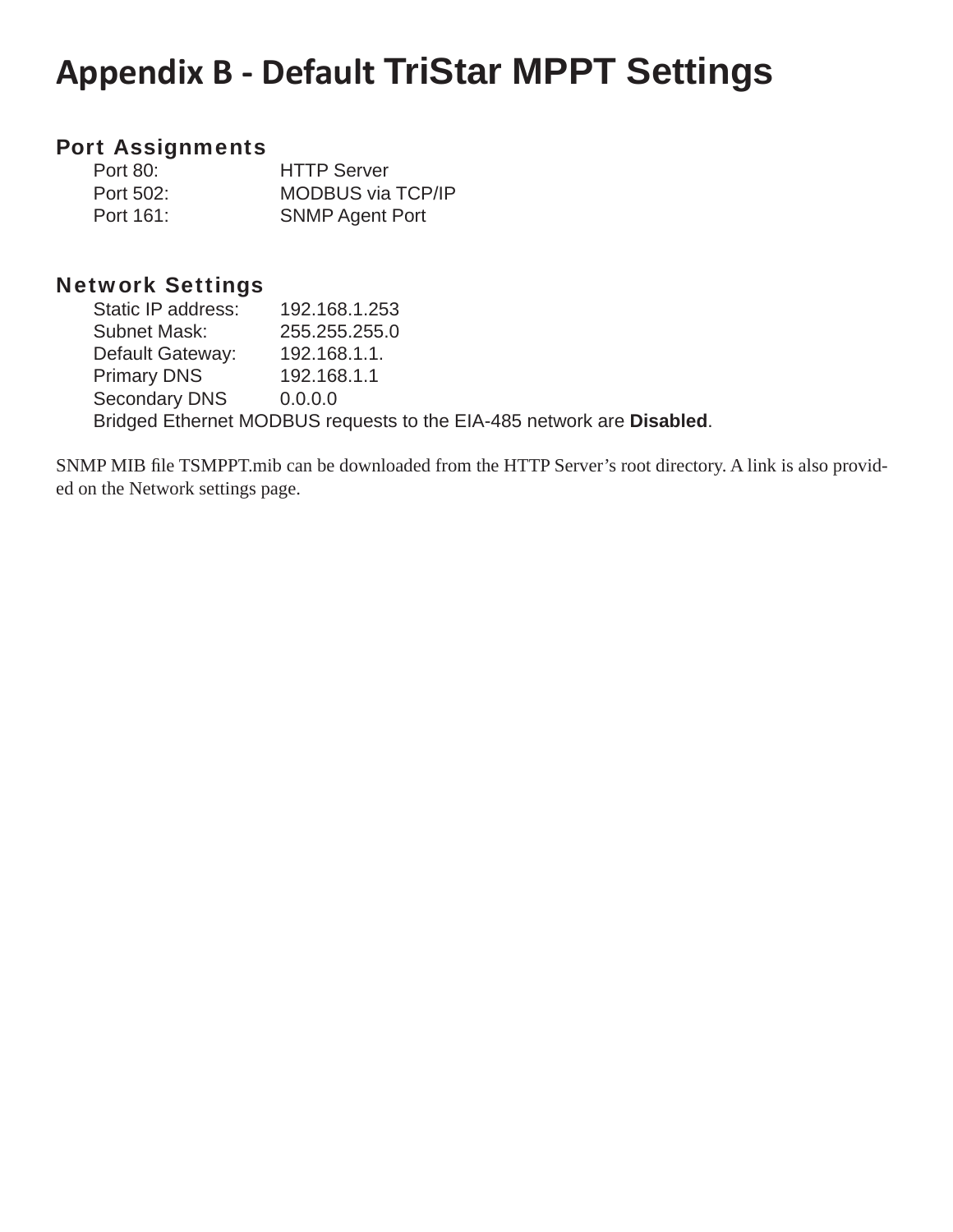# Appendix B - Default TriStar MPPT Settings

## Port Assignments

| | |
|---|---|
| Port 80: | HTTP Server |
| Port 502: | MODBUS via TCP/IP |
| Port 161: | SNMP Agent Port |

## Network Settings

| | |
|---|---|
| Static IP address: | 192.168.1.253 |
| Subnet Mask: | 255.255.255.0 |
| Default Gateway: | 192.168.1.1. |
| Primary DNS | 192.168.1.1 |
| Secondary DNS | 0.0.0.0 |

Bridged Ethernet MODBUS requests to the EIA-485 network are **Disabled**.

SNMP MIB file TSMPPT.mib can be downloaded from the HTTP Server's root directory. A link is also provided on the Network settings page.